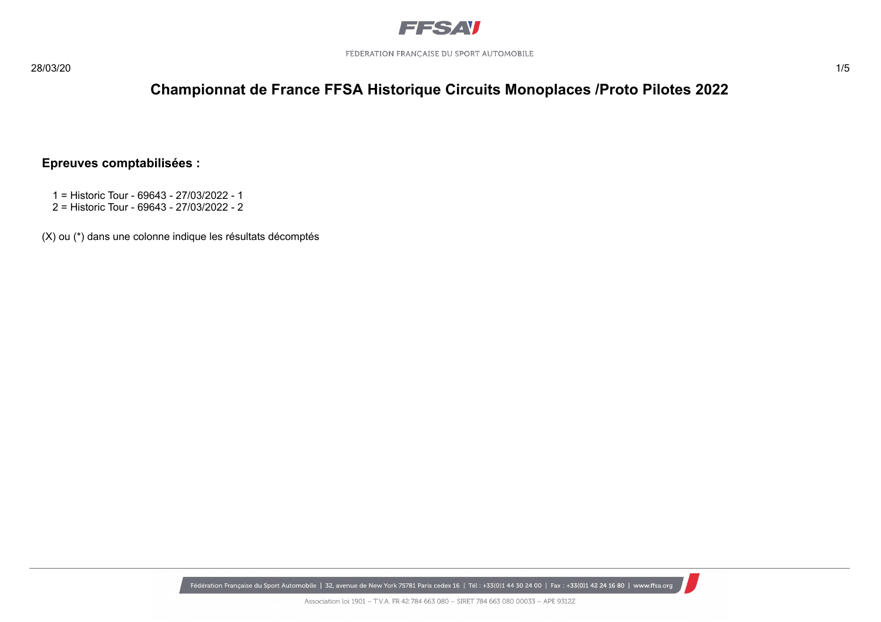# Championnat de France FFSA Historique Circuits Monoplaces /Proto Pilotes 2022

## Epreuves comptabilisées :

1 = Historic Tour - 69643 - 27/03/2022 - 1
2 = Historic Tour - 69643 - 27/03/2022 - 2

(X) ou (*) dans une colonne indique les résultats décomptés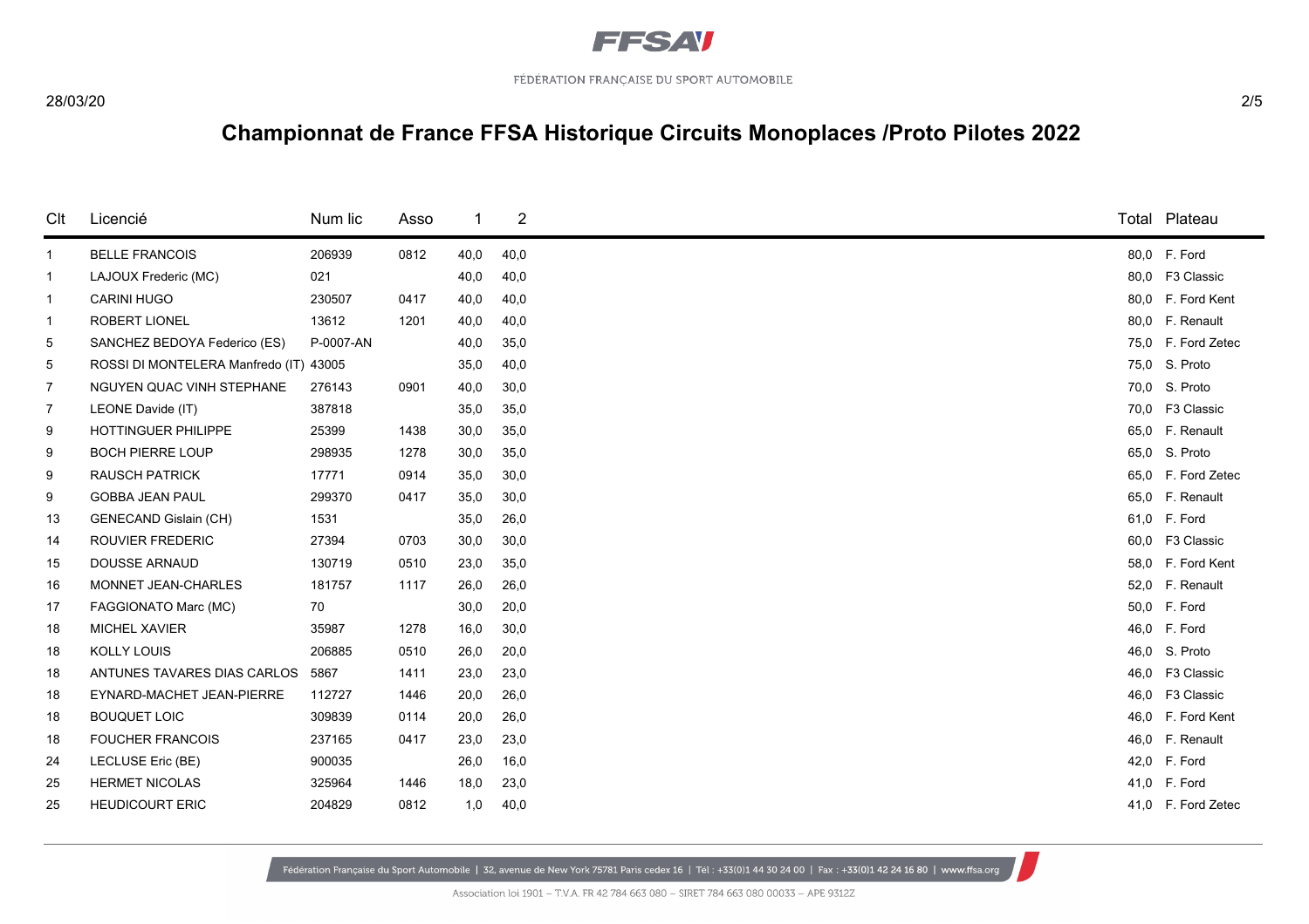## Championnat de France FFSA Historique Circuits Monoplaces /Proto Pilotes 2022

| Clt | Licencié | Num lic | Asso | 1 | 2 | Total | Plateau |
|---|---|---|---|---|---|---|---|
| 1 | BELLE FRANCOIS | 206939 | 0812 | 40,0 | 40,0 | 80,0 | F. Ford |
| 1 | LAJOUX Frederic (MC) | 021 | | 40,0 | 40,0 | 80,0 | F3 Classic |
| 1 | CARINI HUGO | 230507 | 0417 | 40,0 | 40,0 | 80,0 | F. Ford Kent |
| 1 | ROBERT LIONEL | 13612 | 1201 | 40,0 | 40,0 | 80,0 | F. Renault |
| 5 | SANCHEZ BEDOYA Federico (ES) | P-0007-AN | | 40,0 | 35,0 | 75,0 | F. Ford Zetec |
| 5 | ROSSI DI MONTELERA Manfredo (IT) | 43005 | | 35,0 | 40,0 | 75,0 | S. Proto |
| 7 | NGUYEN QUAC VINH STEPHANE | 276143 | 0901 | 40,0 | 30,0 | 70,0 | S. Proto |
| 7 | LEONE Davide (IT) | 387818 | | 35,0 | 35,0 | 70,0 | F3 Classic |
| 9 | HOTTINGUER PHILIPPE | 25399 | 1438 | 30,0 | 35,0 | 65,0 | F. Renault |
| 9 | BOCH PIERRE LOUP | 298935 | 1278 | 30,0 | 35,0 | 65,0 | S. Proto |
| 9 | RAUSCH PATRICK | 17771 | 0914 | 35,0 | 30,0 | 65,0 | F. Ford Zetec |
| 9 | GOBBA JEAN PAUL | 299370 | 0417 | 35,0 | 30,0 | 65,0 | F. Renault |
| 13 | GENECAND Gislain (CH) | 1531 | | 35,0 | 26,0 | 61,0 | F. Ford |
| 14 | ROUVIER FREDERIC | 27394 | 0703 | 30,0 | 30,0 | 60,0 | F3 Classic |
| 15 | DOUSSE ARNAUD | 130719 | 0510 | 23,0 | 35,0 | 58,0 | F. Ford Kent |
| 16 | MONNET JEAN-CHARLES | 181757 | 1117 | 26,0 | 26,0 | 52,0 | F. Renault |
| 17 | FAGGIONATO Marc (MC) | 70 | | 30,0 | 20,0 | 50,0 | F. Ford |
| 18 | MICHEL XAVIER | 35987 | 1278 | 16,0 | 30,0 | 46,0 | F. Ford |
| 18 | KOLLY LOUIS | 206885 | 0510 | 26,0 | 20,0 | 46,0 | S. Proto |
| 18 | ANTUNES TAVARES DIAS CARLOS | 5867 | 1411 | 23,0 | 23,0 | 46,0 | F3 Classic |
| 18 | EYNARD-MACHET JEAN-PIERRE | 112727 | 1446 | 20,0 | 26,0 | 46,0 | F3 Classic |
| 18 | BOUQUET LOIC | 309839 | 0114 | 20,0 | 26,0 | 46,0 | F. Ford Kent |
| 18 | FOUCHER FRANCOIS | 237165 | 0417 | 23,0 | 23,0 | 46,0 | F. Renault |
| 24 | LECLUSE Eric (BE) | 900035 | | 26,0 | 16,0 | 42,0 | F. Ford |
| 25 | HERMET NICOLAS | 325964 | 1446 | 18,0 | 23,0 | 41,0 | F. Ford |
| 25 | HEUDICOURT ERIC | 204829 | 0812 | 1,0 | 40,0 | 41,0 | F. Ford Zetec |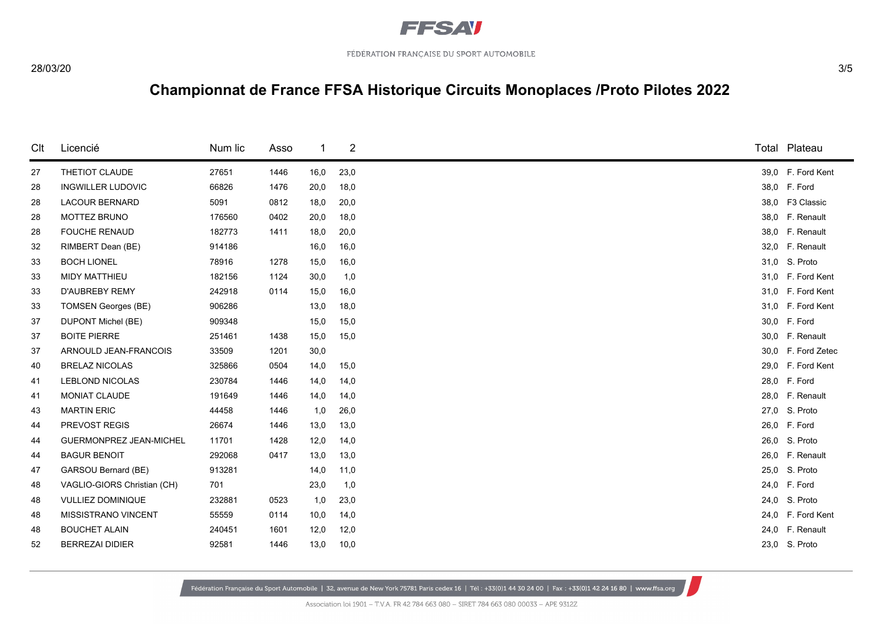# Championnat de France FFSA Historique Circuits Monoplaces /Proto Pilotes 2022

| Clt | Licencié | Num lic | Asso | 1 | 2 | Total | Plateau |
|---|---|---|---|---|---|---|---|
| 27 | THETIOT CLAUDE | 27651 | 1446 | 16,0 | 23,0 | 39,0 | F. Ford Kent |
| 28 | INGWILLER LUDOVIC | 66826 | 1476 | 20,0 | 18,0 | 38,0 | F. Ford |
| 28 | LACOUR BERNARD | 5091 | 0812 | 18,0 | 20,0 | 38,0 | F3 Classic |
| 28 | MOTTEZ BRUNO | 176560 | 0402 | 20,0 | 18,0 | 38,0 | F. Renault |
| 28 | FOUCHE RENAUD | 182773 | 1411 | 18,0 | 20,0 | 38,0 | F. Renault |
| 32 | RIMBERT Dean (BE) | 914186 | | 16,0 | 16,0 | 32,0 | F. Renault |
| 33 | BOCH LIONEL | 78916 | 1278 | 15,0 | 16,0 | 31,0 | S. Proto |
| 33 | MIDY MATTHIEU | 182156 | 1124 | 30,0 | 1,0 | 31,0 | F. Ford Kent |
| 33 | D'AUBREBY REMY | 242918 | 0114 | 15,0 | 16,0 | 31,0 | F. Ford Kent |
| 33 | TOMSEN Georges (BE) | 906286 | | 13,0 | 18,0 | 31,0 | F. Ford Kent |
| 37 | DUPONT Michel (BE) | 909348 | | 15,0 | 15,0 | 30,0 | F. Ford |
| 37 | BOITE PIERRE | 251461 | 1438 | 15,0 | 15,0 | 30,0 | F. Renault |
| 37 | ARNOULD JEAN-FRANCOIS | 33509 | 1201 | 30,0 | | 30,0 | F. Ford Zetec |
| 40 | BRELAZ NICOLAS | 325866 | 0504 | 14,0 | 15,0 | 29,0 | F. Ford Kent |
| 41 | LEBLOND NICOLAS | 230784 | 1446 | 14,0 | 14,0 | 28,0 | F. Ford |
| 41 | MONIAT CLAUDE | 191649 | 1446 | 14,0 | 14,0 | 28,0 | F. Renault |
| 43 | MARTIN ERIC | 44458 | 1446 | 1,0 | 26,0 | 27,0 | S. Proto |
| 44 | PREVOST REGIS | 26674 | 1446 | 13,0 | 13,0 | 26,0 | F. Ford |
| 44 | GUERMONPREZ JEAN-MICHEL | 11701 | 1428 | 12,0 | 14,0 | 26,0 | S. Proto |
| 44 | BAGUR BENOIT | 292068 | 0417 | 13,0 | 13,0 | 26,0 | F. Renault |
| 47 | GARSOU Bernard (BE) | 913281 | | 14,0 | 11,0 | 25,0 | S. Proto |
| 48 | VAGLIO-GIORS Christian (CH) | 701 | | 23,0 | 1,0 | 24,0 | F. Ford |
| 48 | VULLIEZ DOMINIQUE | 232881 | 0523 | 1,0 | 23,0 | 24,0 | S. Proto |
| 48 | MISSISTRANO VINCENT | 55559 | 0114 | 10,0 | 14,0 | 24,0 | F. Ford Kent |
| 48 | BOUCHET ALAIN | 240451 | 1601 | 12,0 | 12,0 | 24,0 | F. Renault |
| 52 | BERREZAI DIDIER | 92581 | 1446 | 13,0 | 10,0 | 23,0 | S. Proto |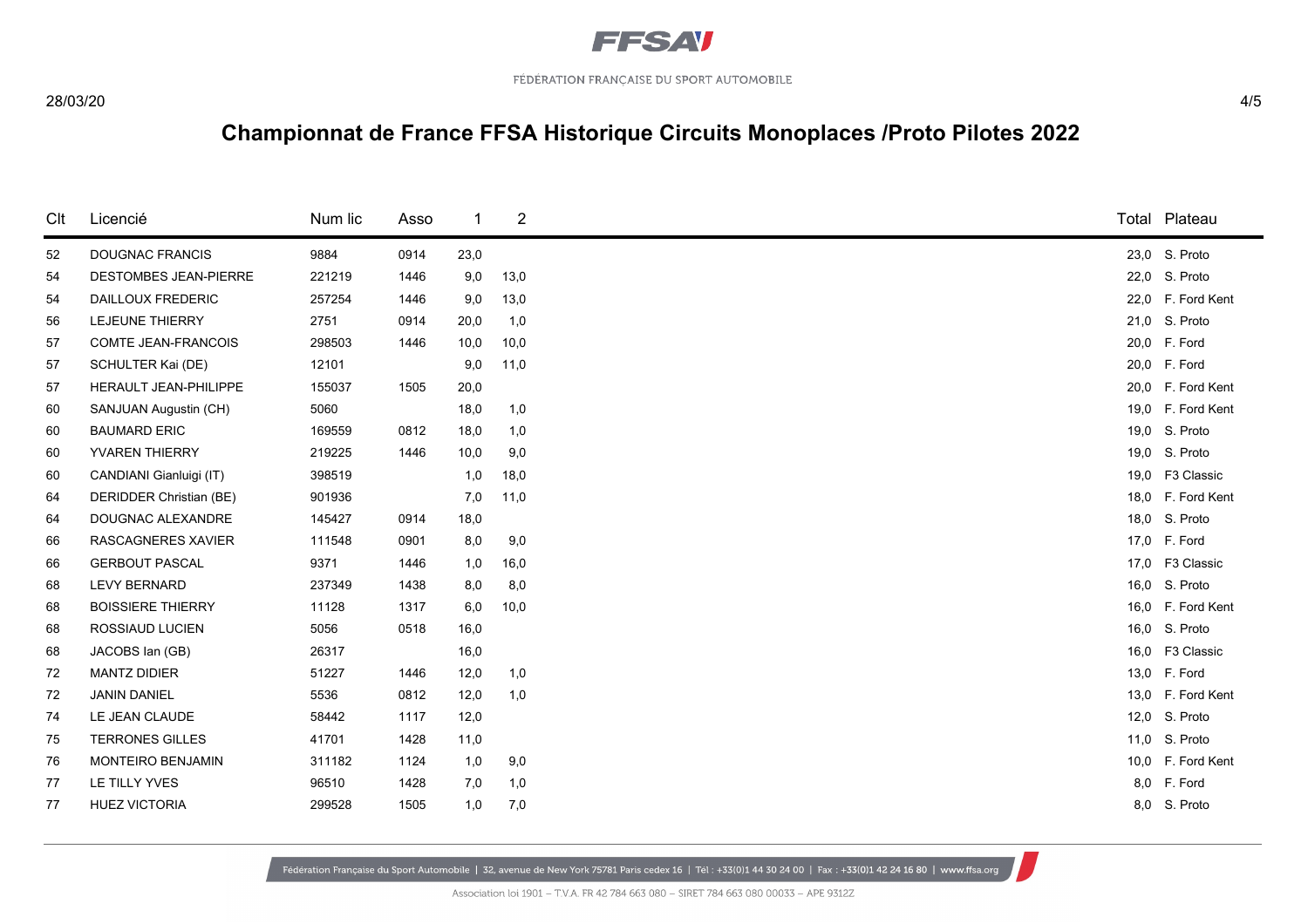FÉDÉRATION FRANÇAISE DU SPORT AUTOMOBILE

28/03/20

# Championnat de France FFSA Historique Circuits Monoplaces /Proto Pilotes 2022

| Clt | Licencié | Num lic | Asso | 1 | 2 | Total | Plateau |
|---|---|---|---|---|---|---|---|
| 52 | DOUGNAC FRANCIS | 9884 | 0914 | 23,0 | | 23,0 | S. Proto |
| 54 | DESTOMBES JEAN-PIERRE | 221219 | 1446 | 9,0 | 13,0 | 22,0 | S. Proto |
| 54 | DAILLOUX FREDERIC | 257254 | 1446 | 9,0 | 13,0 | 22,0 | F. Ford Kent |
| 56 | LEJEUNE THIERRY | 2751 | 0914 | 20,0 | 1,0 | 21,0 | S. Proto |
| 57 | COMTE JEAN-FRANCOIS | 298503 | 1446 | 10,0 | 10,0 | 20,0 | F. Ford |
| 57 | SCHULTER Kai (DE) | 12101 | | 9,0 | 11,0 | 20,0 | F. Ford |
| 57 | HERAULT JEAN-PHILIPPE | 155037 | 1505 | 20,0 | | 20,0 | F. Ford Kent |
| 60 | SANJUAN Augustin (CH) | 5060 | | 18,0 | 1,0 | 19,0 | F. Ford Kent |
| 60 | BAUMARD ERIC | 169559 | 0812 | 18,0 | 1,0 | 19,0 | S. Proto |
| 60 | YVAREN THIERRY | 219225 | 1446 | 10,0 | 9,0 | 19,0 | S. Proto |
| 60 | CANDIANI Gianluigi (IT) | 398519 | | 1,0 | 18,0 | 19,0 | F3 Classic |
| 64 | DERIDDER Christian (BE) | 901936 | | 7,0 | 11,0 | 18,0 | F. Ford Kent |
| 64 | DOUGNAC ALEXANDRE | 145427 | 0914 | 18,0 | | 18,0 | S. Proto |
| 66 | RASCAGNERES XAVIER | 111548 | 0901 | 8,0 | 9,0 | 17,0 | F. Ford |
| 66 | GERBOUT PASCAL | 9371 | 1446 | 1,0 | 16,0 | 17,0 | F3 Classic |
| 68 | LEVY BERNARD | 237349 | 1438 | 8,0 | 8,0 | 16,0 | S. Proto |
| 68 | BOISSIERE THIERRY | 11128 | 1317 | 6,0 | 10,0 | 16,0 | F. Ford Kent |
| 68 | ROSSIAUD LUCIEN | 5056 | 0518 | 16,0 | | 16,0 | S. Proto |
| 68 | JACOBS Ian (GB) | 26317 | | 16,0 | | 16,0 | F3 Classic |
| 72 | MANTZ DIDIER | 51227 | 1446 | 12,0 | 1,0 | 13,0 | F. Ford |
| 72 | JANIN DANIEL | 5536 | 0812 | 12,0 | 1,0 | 13,0 | F. Ford Kent |
| 74 | LE JEAN CLAUDE | 58442 | 1117 | 12,0 | | 12,0 | S. Proto |
| 75 | TERRONES GILLES | 41701 | 1428 | 11,0 | | 11,0 | S. Proto |
| 76 | MONTEIRO BENJAMIN | 311182 | 1124 | 1,0 | 9,0 | 10,0 | F. Ford Kent |
| 77 | LE TILLY YVES | 96510 | 1428 | 7,0 | 1,0 | 8,0 | F. Ford |
| 77 | HUEZ VICTORIA | 299528 | 1505 | 1,0 | 7,0 | 8,0 | S. Proto |

Fédération Française du Sport Automobile | 32, avenue de New York 75781 Paris cedex 16 | Tél : +33(0)1 44 30 24 00 | Fax : +33(0)1 42 24 16 80 | www.ffsa.org

Association loi 1901 – T.V.A. FR 42 784 663 080 – SIRET 784 663 080 00033 – APE 9312Z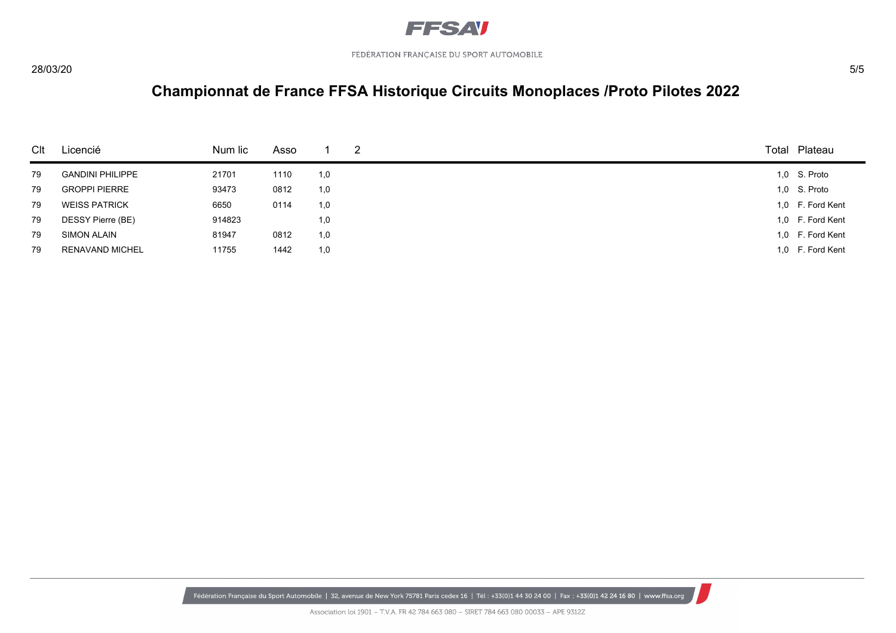# Championnat de France FFSA Historique Circuits Monoplaces /Proto Pilotes 2022

| Clt | Licencié | Num lic | Asso | 1 | 2 | Total | Plateau |
|---|---|---|---|---|---|---|---|
| 79 | GANDINI PHILIPPE | 21701 | 1110 | 1,0 | | 1,0 | S. Proto |
| 79 | GROPPI PIERRE | 93473 | 0812 | 1,0 | | 1,0 | S. Proto |
| 79 | WEISS PATRICK | 6650 | 0114 | 1,0 | | 1,0 | F. Ford Kent |
| 79 | DESSY Pierre (BE) | 914823 | | 1,0 | | 1,0 | F. Ford Kent |
| 79 | SIMON ALAIN | 81947 | 0812 | 1,0 | | 1,0 | F. Ford Kent |
| 79 | RENAVAND MICHEL | 11755 | 1442 | 1,0 | | 1,0 | F. Ford Kent |